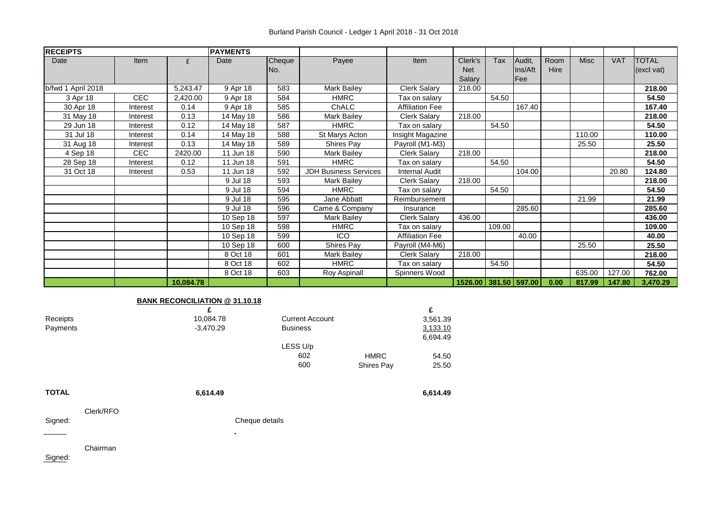Burland Parish Council - Ledger 1 April 2018 - 31 Oct 2018

| RECEIPTS | | | PAYMENTS | | | | | | | | | | | |
|---|---|---|---|---|---|---|---|---|---|---|---|---|---|---|
| Date | Item | £ | Date | Cheque No. | Payee | Item | Clerk's Net Salary | Tax | Audit, Ins/Aft Fee | Room Hire | Misc | VAT | TOTAL (excl vat) |
| b/fwd 1 April 2018 | | 5,243.47 | 9 Apr 18 | 583 | Mark Bailey | Clerk Salary | 218.00 | | | | | | 218.00 |
| 3 Apr 18 | CEC | 2,420.00 | 9 Apr 18 | 584 | HMRC | Tax on salary | | 54.50 | | | | | 54.50 |
| 30 Apr 18 | Interest | 0.14 | 9 Apr 18 | 585 | ChALC | Affiliation Fee | | | 167.40 | | | | 167.40 |
| 31 May 18 | Interest | 0.13 | 14 May 18 | 586 | Mark Bailey | Clerk Salary | 218.00 | | | | | | 218.00 |
| 29 Jun 18 | Interest | 0.12 | 14 May 18 | 587 | HMRC | Tax on salary | | 54.50 | | | | | 54.50 |
| 31 Jul 18 | Interest | 0.14 | 14 May 18 | 588 | St Marys Acton | Insight Magazine | | | | | 110.00 | | 110.00 |
| 31 Aug 18 | Interest | 0.13 | 14 May 18 | 589 | Shires Pay | Payroll (M1-M3) | | | | | 25.50 | | 25.50 |
| 4 Sep 18 | CEC | 2420.00 | 11 Jun 18 | 590 | Mark Bailey | Clerk Salary | 218.00 | | | | | | 218.00 |
| 28 Sep 18 | Interest | 0.12 | 11 Jun 18 | 591 | HMRC | Tax on salary | | 54.50 | | | | | 54.50 |
| 31 Oct 18 | Interest | 0.53 | 11 Jun 18 | 592 | JDH Business Services | Internal Audit | | | 104.00 | | | 20.80 | 124.80 |
| | | | 9 Jul 18 | 593 | Mark Bailey | Clerk Salary | 218.00 | | | | | | 218.00 |
| | | | 9 Jul 18 | 594 | HMRC | Tax on salary | | 54.50 | | | | | 54.50 |
| | | | 9 Jul 18 | 595 | Jane Abbatt | Reimbursement | | | | | 21.99 | | 21.99 |
| | | | 9 Jul 18 | 596 | Came & Company | Insurance | | | 285.60 | | | | 285.60 |
| | | | 10 Sep 18 | 597 | Mark Bailey | Clerk Salary | 436.00 | | | | | | 436.00 |
| | | | 10 Sep 18 | 598 | HMRC | Tax on salary | | 109.00 | | | | | 109.00 |
| | | | 10 Sep 18 | 599 | ICO | Affiliation Fee | | | 40.00 | | | | 40.00 |
| | | | 10 Sep 18 | 600 | Shires Pay | Payroll (M4-M6) | | | | | 25.50 | | 25.50 |
| | | | 8 Oct 18 | 601 | Mark Bailey | Clerk Salary | 218.00 | | | | | | 218.00 |
| | | | 8 Oct 18 | 602 | HMRC | Tax on salary | | 54.50 | | | | | 54.50 |
| | | | 8 Oct 18 | 603 | Roy Aspinall | Spinners Wood | | | | | 635.00 | 127.00 | 762.00 |
| | | **10,084.78** | | | | | **1526.00** | **381.50** | **597.00** | **0.00** | **817.99** | **147.80** | **3,470.29** |

**BANK RECONCILIATION @ 31.10.18**

| | £ | | | £ |
|---|---|---|---|---|
| Receipts | 10,084.78 | Current Account | | 3,561.39 |
| Payments | -3,470.29 | Business | | 3,133.10 |
| | | | | 6,694.49 |
| | | LESS U/p | | |
| | | 602 | HMRC | 54.50 |
| | | 600 | Shires Pay | 25.50 |
| **TOTAL** | **6,614.49** | | | **6,614.49** |

Clerk/RFO

Signed:

Cheque details

Chairman

Signed: